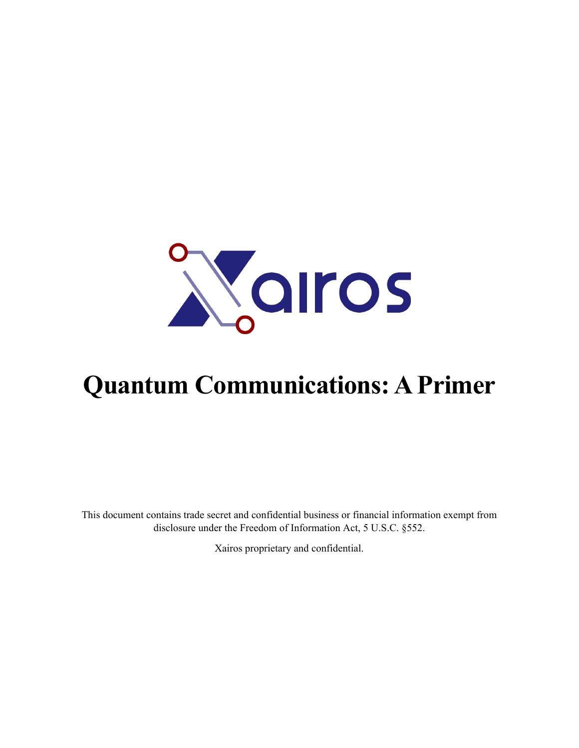Xairos

# Quantum Communications: A Primer

This document contains trade secret and confidential business or financial information exempt from disclosure under the Freedom of Information Act, 5 U.S.C. §552.

Xairos proprietary and confidential.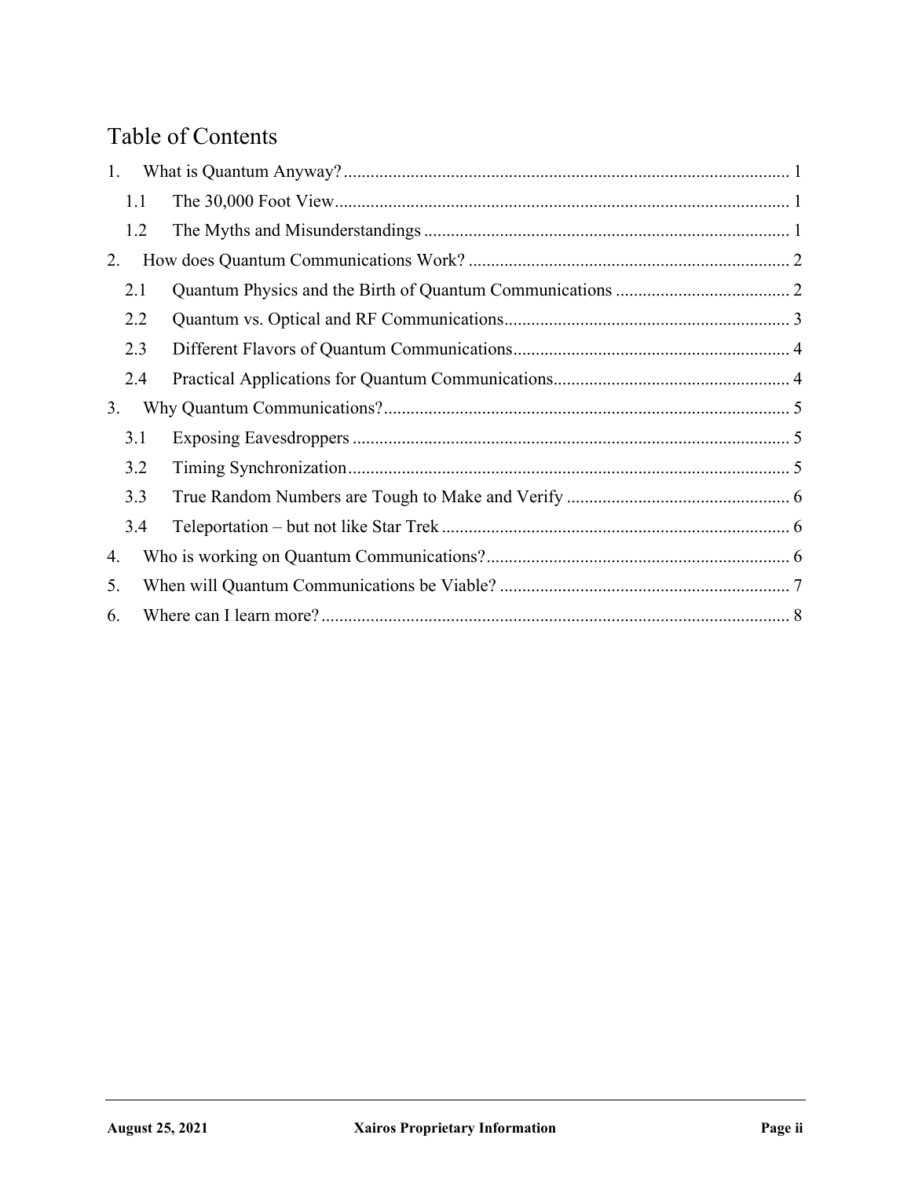# Table of Contents

1. What is Quantum Anyway? ..... 1
   - 1.1 The 30,000 Foot View ..... 1
   - 1.2 The Myths and Misunderstandings ..... 1
2. How does Quantum Communications Work? ..... 2
   - 2.1 Quantum Physics and the Birth of Quantum Communications ..... 2
   - 2.2 Quantum vs. Optical and RF Communications ..... 3
   - 2.3 Different Flavors of Quantum Communications ..... 4
   - 2.4 Practical Applications for Quantum Communications ..... 4
3. Why Quantum Communications? ..... 5
   - 3.1 Exposing Eavesdroppers ..... 5
   - 3.2 Timing Synchronization ..... 5
   - 3.3 True Random Numbers are Tough to Make and Verify ..... 6
   - 3.4 Teleportation – but not like Star Trek ..... 6
4. Who is working on Quantum Communications? ..... 6
5. When will Quantum Communications be Viable? ..... 7
6. Where can I learn more? ..... 8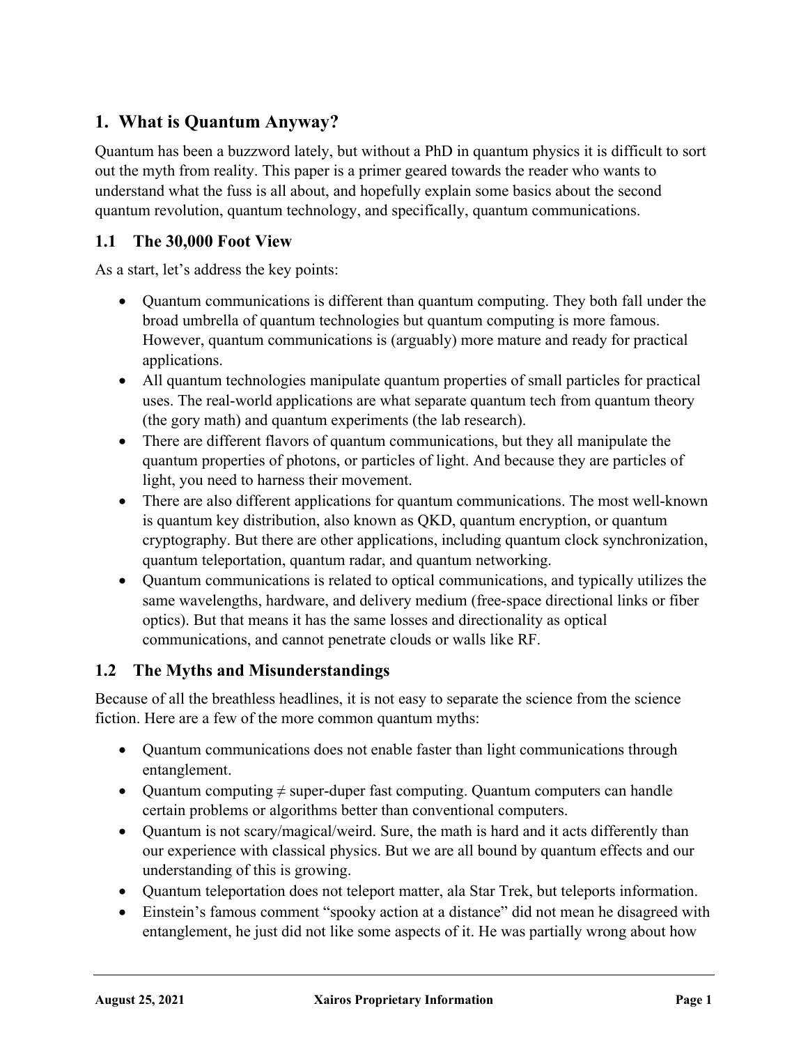## 1. What is Quantum Anyway?

Quantum has been a buzzword lately, but without a PhD in quantum physics it is difficult to sort out the myth from reality. This paper is a primer geared towards the reader who wants to understand what the fuss is all about, and hopefully explain some basics about the second quantum revolution, quantum technology, and specifically, quantum communications.

### 1.1 The 30,000 Foot View

As a start, let's address the key points:

- Quantum communications is different than quantum computing. They both fall under the broad umbrella of quantum technologies but quantum computing is more famous. However, quantum communications is (arguably) more mature and ready for practical applications.
- All quantum technologies manipulate quantum properties of small particles for practical uses. The real-world applications are what separate quantum tech from quantum theory (the gory math) and quantum experiments (the lab research).
- There are different flavors of quantum communications, but they all manipulate the quantum properties of photons, or particles of light. And because they are particles of light, you need to harness their movement.
- There are also different applications for quantum communications. The most well-known is quantum key distribution, also known as QKD, quantum encryption, or quantum cryptography. But there are other applications, including quantum clock synchronization, quantum teleportation, quantum radar, and quantum networking.
- Quantum communications is related to optical communications, and typically utilizes the same wavelengths, hardware, and delivery medium (free-space directional links or fiber optics). But that means it has the same losses and directionality as optical communications, and cannot penetrate clouds or walls like RF.

### 1.2 The Myths and Misunderstandings

Because of all the breathless headlines, it is not easy to separate the science from the science fiction. Here are a few of the more common quantum myths:

- Quantum communications does not enable faster than light communications through entanglement.
- Quantum computing ≠ super-duper fast computing. Quantum computers can handle certain problems or algorithms better than conventional computers.
- Quantum is not scary/magical/weird. Sure, the math is hard and it acts differently than our experience with classical physics. But we are all bound by quantum effects and our understanding of this is growing.
- Quantum teleportation does not teleport matter, ala Star Trek, but teleports information.
- Einstein's famous comment "spooky action at a distance" did not mean he disagreed with entanglement, he just did not like some aspects of it. He was partially wrong about how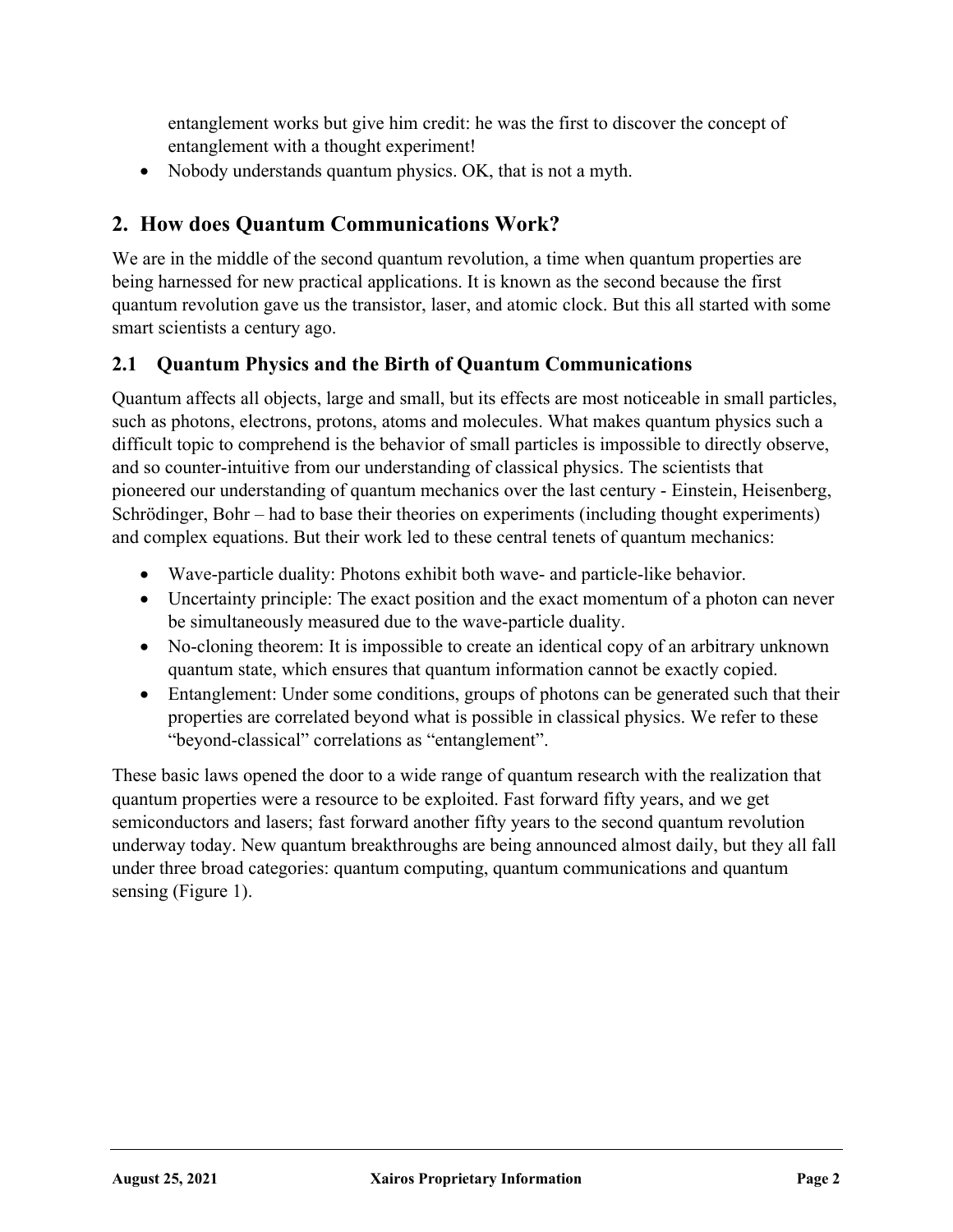entanglement works but give him credit: he was the first to discover the concept of entanglement with a thought experiment!

- Nobody understands quantum physics. OK, that is not a myth.

## 2. How does Quantum Communications Work?

We are in the middle of the second quantum revolution, a time when quantum properties are being harnessed for new practical applications. It is known as the second because the first quantum revolution gave us the transistor, laser, and atomic clock. But this all started with some smart scientists a century ago.

### 2.1 Quantum Physics and the Birth of Quantum Communications

Quantum affects all objects, large and small, but its effects are most noticeable in small particles, such as photons, electrons, protons, atoms and molecules. What makes quantum physics such a difficult topic to comprehend is the behavior of small particles is impossible to directly observe, and so counter-intuitive from our understanding of classical physics. The scientists that pioneered our understanding of quantum mechanics over the last century - Einstein, Heisenberg, Schrödinger, Bohr – had to base their theories on experiments (including thought experiments) and complex equations. But their work led to these central tenets of quantum mechanics:

- Wave-particle duality: Photons exhibit both wave- and particle-like behavior.
- Uncertainty principle: The exact position and the exact momentum of a photon can never be simultaneously measured due to the wave-particle duality.
- No-cloning theorem: It is impossible to create an identical copy of an arbitrary unknown quantum state, which ensures that quantum information cannot be exactly copied.
- Entanglement: Under some conditions, groups of photons can be generated such that their properties are correlated beyond what is possible in classical physics. We refer to these "beyond-classical" correlations as "entanglement".

These basic laws opened the door to a wide range of quantum research with the realization that quantum properties were a resource to be exploited. Fast forward fifty years, and we get semiconductors and lasers; fast forward another fifty years to the second quantum revolution underway today. New quantum breakthroughs are being announced almost daily, but they all fall under three broad categories: quantum computing, quantum communications and quantum sensing (Figure 1).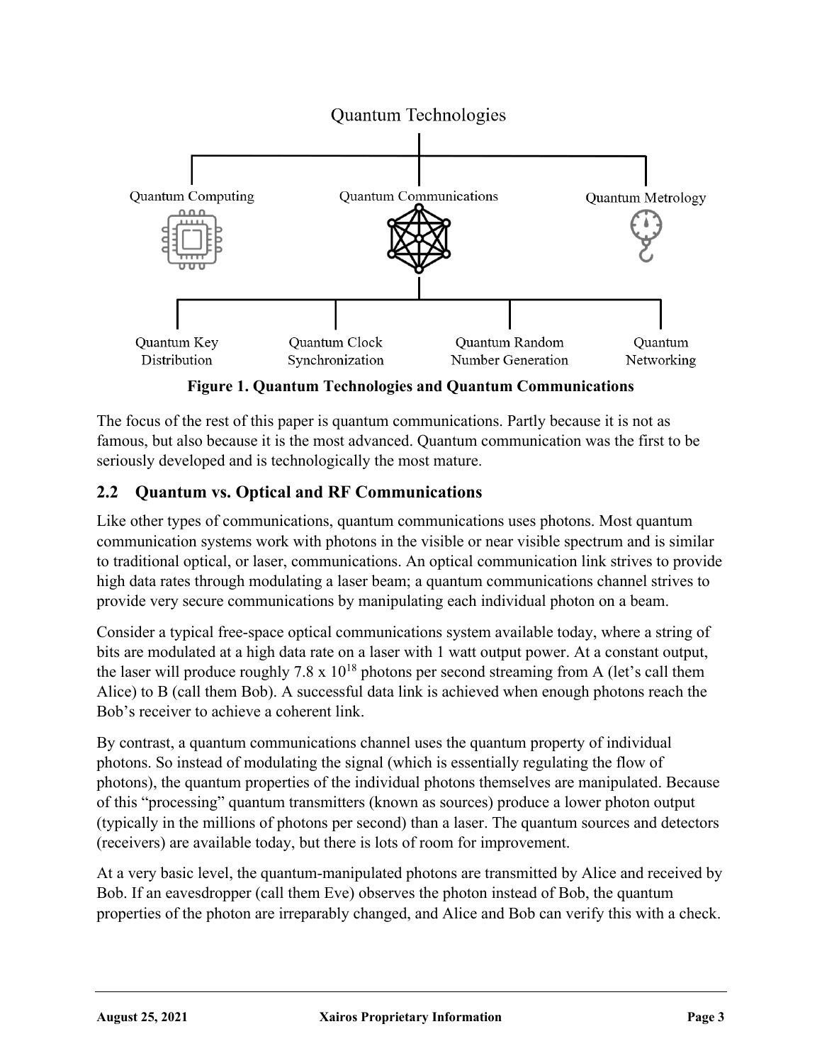Quantum Technologies

Quantum Computing | Quantum Communications | Quantum Metrology

Quantum Key Distribution | Quantum Clock Synchronization | Quantum Random Number Generation | Quantum Networking

**Figure 1. Quantum Technologies and Quantum Communications**

The focus of the rest of this paper is quantum communications. Partly because it is not as famous, but also because it is the most advanced. Quantum communication was the first to be seriously developed and is technologically the most mature.

## 2.2 Quantum vs. Optical and RF Communications

Like other types of communications, quantum communications uses photons. Most quantum communication systems work with photons in the visible or near visible spectrum and is similar to traditional optical, or laser, communications. An optical communication link strives to provide high data rates through modulating a laser beam; a quantum communications channel strives to provide very secure communications by manipulating each individual photon on a beam.

Consider a typical free-space optical communications system available today, where a string of bits are modulated at a high data rate on a laser with 1 watt output power. At a constant output, the laser will produce roughly $7.8 \times 10^{18}$ photons per second streaming from A (let's call them Alice) to B (call them Bob). A successful data link is achieved when enough photons reach the Bob's receiver to achieve a coherent link.

By contrast, a quantum communications channel uses the quantum property of individual photons. So instead of modulating the signal (which is essentially regulating the flow of photons), the quantum properties of the individual photons themselves are manipulated. Because of this "processing" quantum transmitters (known as sources) produce a lower photon output (typically in the millions of photons per second) than a laser. The quantum sources and detectors (receivers) are available today, but there is lots of room for improvement.

At a very basic level, the quantum-manipulated photons are transmitted by Alice and received by Bob. If an eavesdropper (call them Eve) observes the photon instead of Bob, the quantum properties of the photon are irreparably changed, and Alice and Bob can verify this with a check.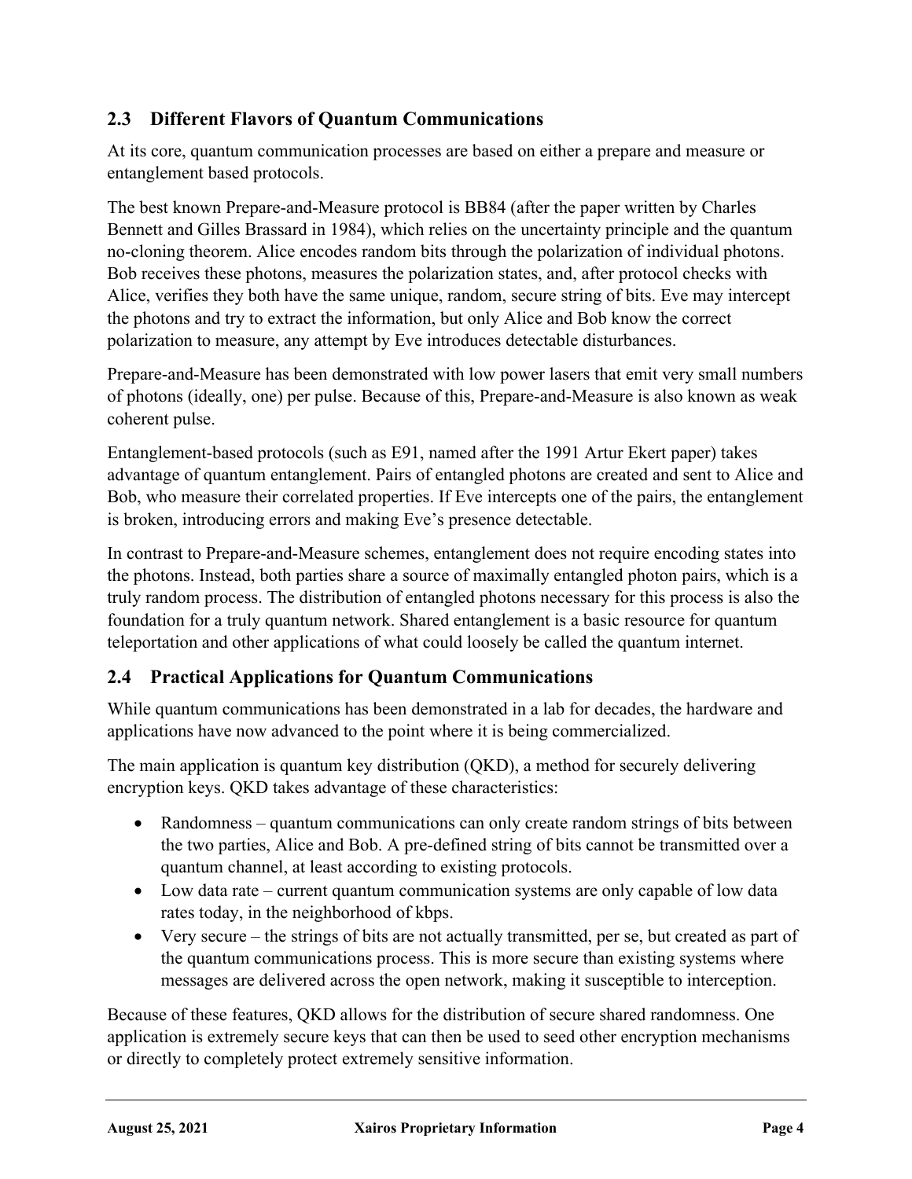## 2.3 Different Flavors of Quantum Communications

At its core, quantum communication processes are based on either a prepare and measure or entanglement based protocols.

The best known Prepare-and-Measure protocol is BB84 (after the paper written by Charles Bennett and Gilles Brassard in 1984), which relies on the uncertainty principle and the quantum no-cloning theorem. Alice encodes random bits through the polarization of individual photons. Bob receives these photons, measures the polarization states, and, after protocol checks with Alice, verifies they both have the same unique, random, secure string of bits. Eve may intercept the photons and try to extract the information, but only Alice and Bob know the correct polarization to measure, any attempt by Eve introduces detectable disturbances.

Prepare-and-Measure has been demonstrated with low power lasers that emit very small numbers of photons (ideally, one) per pulse. Because of this, Prepare-and-Measure is also known as weak coherent pulse.

Entanglement-based protocols (such as E91, named after the 1991 Artur Ekert paper) takes advantage of quantum entanglement. Pairs of entangled photons are created and sent to Alice and Bob, who measure their correlated properties. If Eve intercepts one of the pairs, the entanglement is broken, introducing errors and making Eve's presence detectable.

In contrast to Prepare-and-Measure schemes, entanglement does not require encoding states into the photons. Instead, both parties share a source of maximally entangled photon pairs, which is a truly random process. The distribution of entangled photons necessary for this process is also the foundation for a truly quantum network. Shared entanglement is a basic resource for quantum teleportation and other applications of what could loosely be called the quantum internet.

## 2.4 Practical Applications for Quantum Communications

While quantum communications has been demonstrated in a lab for decades, the hardware and applications have now advanced to the point where it is being commercialized.

The main application is quantum key distribution (QKD), a method for securely delivering encryption keys. QKD takes advantage of these characteristics:

- Randomness – quantum communications can only create random strings of bits between the two parties, Alice and Bob. A pre-defined string of bits cannot be transmitted over a quantum channel, at least according to existing protocols.
- Low data rate – current quantum communication systems are only capable of low data rates today, in the neighborhood of kbps.
- Very secure – the strings of bits are not actually transmitted, per se, but created as part of the quantum communications process. This is more secure than existing systems where messages are delivered across the open network, making it susceptible to interception.

Because of these features, QKD allows for the distribution of secure shared randomness. One application is extremely secure keys that can then be used to seed other encryption mechanisms or directly to completely protect extremely sensitive information.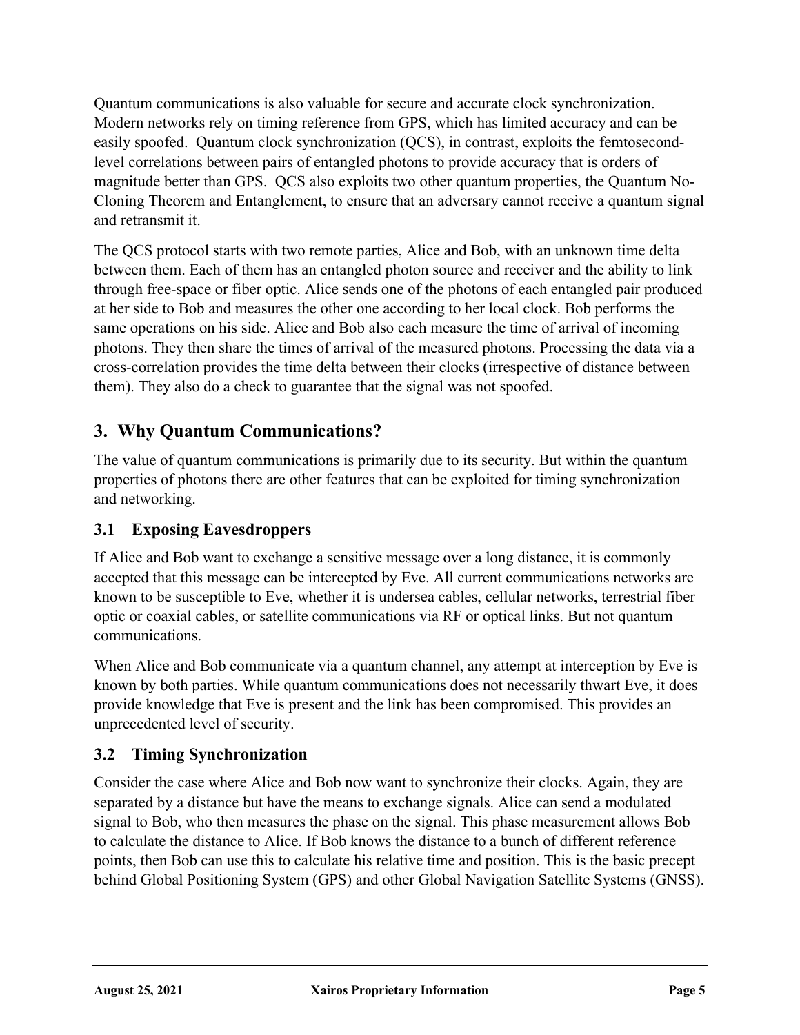Quantum communications is also valuable for secure and accurate clock synchronization. Modern networks rely on timing reference from GPS, which has limited accuracy and can be easily spoofed. Quantum clock synchronization (QCS), in contrast, exploits the femtosecond-level correlations between pairs of entangled photons to provide accuracy that is orders of magnitude better than GPS. QCS also exploits two other quantum properties, the Quantum No-Cloning Theorem and Entanglement, to ensure that an adversary cannot receive a quantum signal and retransmit it.

The QCS protocol starts with two remote parties, Alice and Bob, with an unknown time delta between them. Each of them has an entangled photon source and receiver and the ability to link through free-space or fiber optic. Alice sends one of the photons of each entangled pair produced at her side to Bob and measures the other one according to her local clock. Bob performs the same operations on his side. Alice and Bob also each measure the time of arrival of incoming photons. They then share the times of arrival of the measured photons. Processing the data via a cross-correlation provides the time delta between their clocks (irrespective of distance between them). They also do a check to guarantee that the signal was not spoofed.

## 3. Why Quantum Communications?

The value of quantum communications is primarily due to its security. But within the quantum properties of photons there are other features that can be exploited for timing synchronization and networking.

### 3.1 Exposing Eavesdroppers

If Alice and Bob want to exchange a sensitive message over a long distance, it is commonly accepted that this message can be intercepted by Eve. All current communications networks are known to be susceptible to Eve, whether it is undersea cables, cellular networks, terrestrial fiber optic or coaxial cables, or satellite communications via RF or optical links. But not quantum communications.

When Alice and Bob communicate via a quantum channel, any attempt at interception by Eve is known by both parties. While quantum communications does not necessarily thwart Eve, it does provide knowledge that Eve is present and the link has been compromised. This provides an unprecedented level of security.

### 3.2 Timing Synchronization

Consider the case where Alice and Bob now want to synchronize their clocks. Again, they are separated by a distance but have the means to exchange signals. Alice can send a modulated signal to Bob, who then measures the phase on the signal. This phase measurement allows Bob to calculate the distance to Alice. If Bob knows the distance to a bunch of different reference points, then Bob can use this to calculate his relative time and position. This is the basic precept behind Global Positioning System (GPS) and other Global Navigation Satellite Systems (GNSS).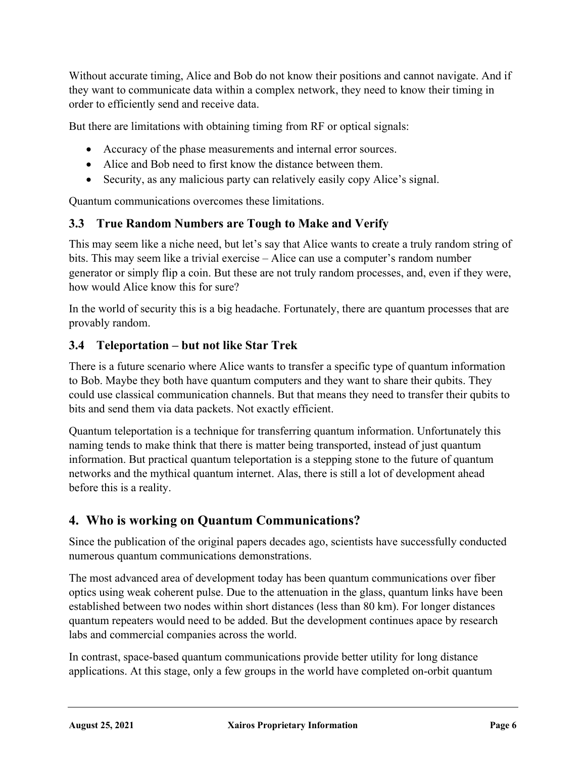Without accurate timing, Alice and Bob do not know their positions and cannot navigate. And if they want to communicate data within a complex network, they need to know their timing in order to efficiently send and receive data.

But there are limitations with obtaining timing from RF or optical signals:

- Accuracy of the phase measurements and internal error sources.
- Alice and Bob need to first know the distance between them.
- Security, as any malicious party can relatively easily copy Alice's signal.

Quantum communications overcomes these limitations.

### 3.3 True Random Numbers are Tough to Make and Verify

This may seem like a niche need, but let's say that Alice wants to create a truly random string of bits. This may seem like a trivial exercise – Alice can use a computer's random number generator or simply flip a coin. But these are not truly random processes, and, even if they were, how would Alice know this for sure?

In the world of security this is a big headache. Fortunately, there are quantum processes that are provably random.

### 3.4 Teleportation – but not like Star Trek

There is a future scenario where Alice wants to transfer a specific type of quantum information to Bob. Maybe they both have quantum computers and they want to share their qubits. They could use classical communication channels. But that means they need to transfer their qubits to bits and send them via data packets. Not exactly efficient.

Quantum teleportation is a technique for transferring quantum information. Unfortunately this naming tends to make think that there is matter being transported, instead of just quantum information. But practical quantum teleportation is a stepping stone to the future of quantum networks and the mythical quantum internet. Alas, there is still a lot of development ahead before this is a reality.

## 4. Who is working on Quantum Communications?

Since the publication of the original papers decades ago, scientists have successfully conducted numerous quantum communications demonstrations.

The most advanced area of development today has been quantum communications over fiber optics using weak coherent pulse. Due to the attenuation in the glass, quantum links have been established between two nodes within short distances (less than 80 km). For longer distances quantum repeaters would need to be added. But the development continues apace by research labs and commercial companies across the world.

In contrast, space-based quantum communications provide better utility for long distance applications. At this stage, only a few groups in the world have completed on-orbit quantum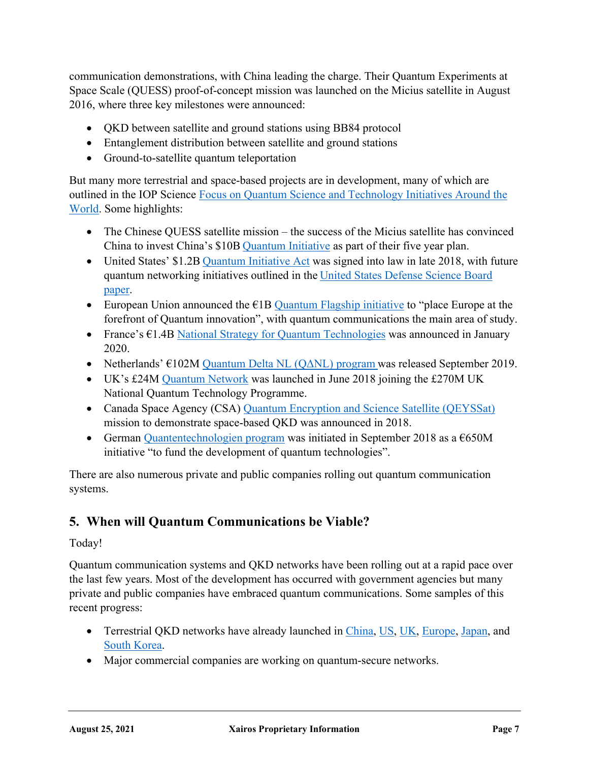communication demonstrations, with China leading the charge. Their Quantum Experiments at Space Scale (QUESS) proof-of-concept mission was launched on the Micius satellite in August 2016, where three key milestones were announced:

- QKD between satellite and ground stations using BB84 protocol
- Entanglement distribution between satellite and ground stations
- Ground-to-satellite quantum teleportation

But many more terrestrial and space-based projects are in development, many of which are outlined in the IOP Science Focus on Quantum Science and Technology Initiatives Around the World. Some highlights:

- The Chinese QUESS satellite mission – the success of the Micius satellite has convinced China to invest China's $10B Quantum Initiative as part of their five year plan.
- United States' $1.2B Quantum Initiative Act was signed into law in late 2018, with future quantum networking initiatives outlined in the United States Defense Science Board paper.
- European Union announced the €1B Quantum Flagship initiative to "place Europe at the forefront of Quantum innovation", with quantum communications the main area of study.
- France's €1.4B National Strategy for Quantum Technologies was announced in January 2020.
- Netherlands' €102M Quantum Delta NL (QΔNL) program was released September 2019.
- UK's £24M Quantum Network was launched in June 2018 joining the £270M UK National Quantum Technology Programme.
- Canada Space Agency (CSA) Quantum Encryption and Science Satellite (QEYSSat) mission to demonstrate space-based QKD was announced in 2018.
- German Quantentechnologien program was initiated in September 2018 as a €650M initiative "to fund the development of quantum technologies".

There are also numerous private and public companies rolling out quantum communication systems.

## 5. When will Quantum Communications be Viable?

Today!

Quantum communication systems and QKD networks have been rolling out at a rapid pace over the last few years. Most of the development has occurred with government agencies but many private and public companies have embraced quantum communications. Some samples of this recent progress:

- Terrestrial QKD networks have already launched in China, US, UK, Europe, Japan, and South Korea.
- Major commercial companies are working on quantum-secure networks.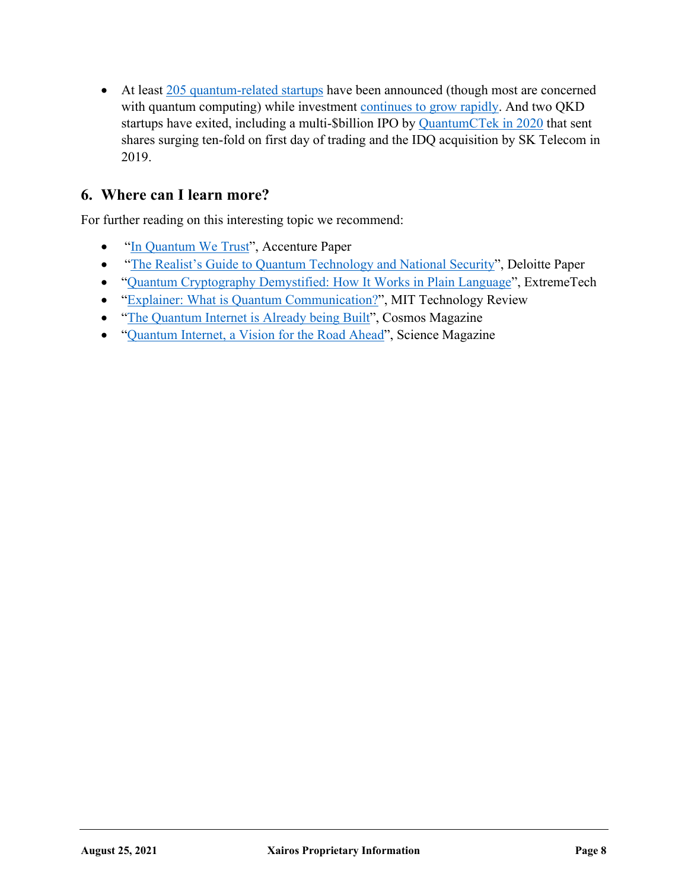- At least 205 quantum-related startups have been announced (though most are concerned with quantum computing) while investment continues to grow rapidly. And two QKD startups have exited, including a multi-$billion IPO by QuantumCTek in 2020 that sent shares surging ten-fold on first day of trading and the IDQ acquisition by SK Telecom in 2019.

## 6. Where can I learn more?

For further reading on this interesting topic we recommend:

- "In Quantum We Trust", Accenture Paper
- "The Realist's Guide to Quantum Technology and National Security", Deloitte Paper
- "Quantum Cryptography Demystified: How It Works in Plain Language", ExtremeTech
- "Explainer: What is Quantum Communication?", MIT Technology Review
- "The Quantum Internet is Already being Built", Cosmos Magazine
- "Quantum Internet, a Vision for the Road Ahead", Science Magazine